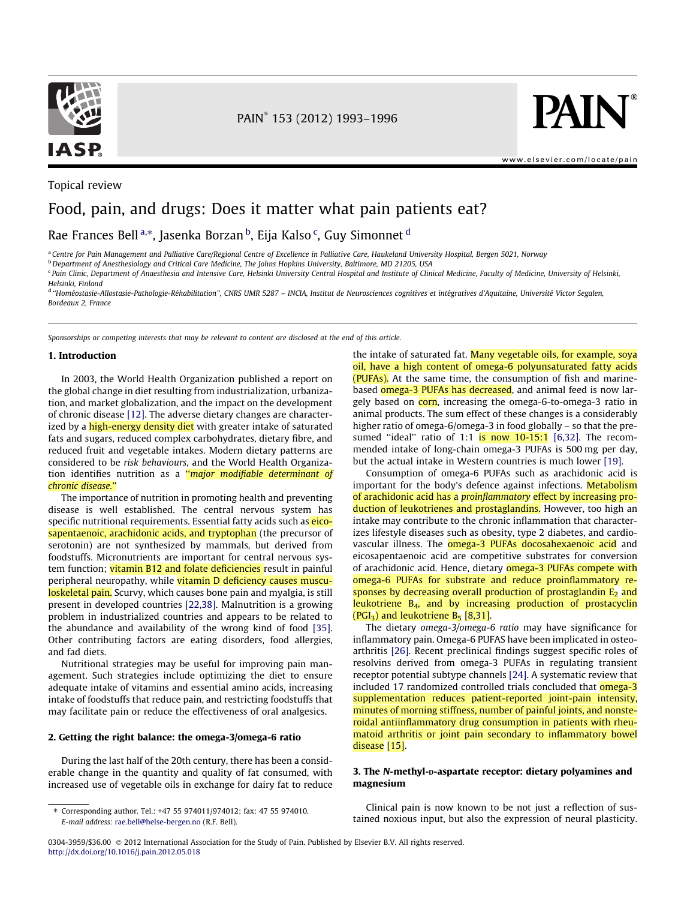Topical review

# Food, pain, and drugs: Does it matter what pain patients eat?

Rae Frances Bell [a,*], Jasenka Borzan [b], Eija Kalso [c], Guy Simonnet [d]

[a] Centre for Pain Management and Palliative Care/Regional Centre of Excellence in Palliative Care, Haukeland University Hospital, Bergen 5021, Norway

[b] Department of Anesthesiology and Critical Care Medicine, The Johns Hopkins University, Baltimore, MD 21205, USA

[c] Pain Clinic, Department of Anaesthesia and Intensive Care, Helsinki University Central Hospital and Institute of Clinical Medicine, Faculty of Medicine, University of Helsinki, Helsinki, Finland

[d] "Homéostasie-Allostasie-Pathologie-Réhabilitation", CNRS UMR 5287 – INCIA, Institut de Neurosciences cognitives et intégratives d'Aquitaine, Université Victor Segalen, Bordeaux 2, France

*Sponsorships or competing interests that may be relevant to content are disclosed at the end of this article.*

## 1. Introduction

In 2003, the World Health Organization published a report on the global change in diet resulting from industrialization, urbanization, and market globalization, and the impact on the development of chronic disease [12]. The adverse dietary changes are characterized by a high-energy density diet with greater intake of saturated fats and sugars, reduced complex carbohydrates, dietary fibre, and reduced fruit and vegetable intakes. Modern dietary patterns are considered to be *risk behaviours*, and the World Health Organization identifies nutrition as a "*major modifiable determinant of chronic disease*."

The importance of nutrition in promoting health and preventing disease is well established. The central nervous system has specific nutritional requirements. Essential fatty acids such as eicosapentaenoic, arachidonic acids, and tryptophan (the precursor of serotonin) are not synthesized by mammals, but derived from foodstuffs. Micronutrients are important for central nervous system function; vitamin B12 and folate deficiencies result in painful peripheral neuropathy, while vitamin D deficiency causes musculoskeletal pain. Scurvy, which causes bone pain and myalgia, is still present in developed countries [22,38]. Malnutrition is a growing problem in industrialized countries and appears to be related to the abundance and availability of the wrong kind of food [35]. Other contributing factors are eating disorders, food allergies, and fad diets.

Nutritional strategies may be useful for improving pain management. Such strategies include optimizing the diet to ensure adequate intake of vitamins and essential amino acids, increasing intake of foodstuffs that reduce pain, and restricting foodstuffs that may facilitate pain or reduce the effectiveness of oral analgesics.

## 2. Getting the right balance: the omega-3/omega-6 ratio

During the last half of the 20th century, there has been a considerable change in the quantity and quality of fat consumed, with increased use of vegetable oils in exchange for dairy fat to reduce the intake of saturated fat. Many vegetable oils, for example, soya oil, have a high content of omega-6 polyunsaturated fatty acids (PUFAs). At the same time, the consumption of fish and marine-based omega-3 PUFAs has decreased, and animal feed is now largely based on corn, increasing the omega-6-to-omega-3 ratio in animal products. The sum effect of these changes is a considerably higher ratio of omega-6/omega-3 in food globally – so that the presumed "ideal" ratio of 1:1 is now 10-15:1 [6,32]. The recommended intake of long-chain omega-3 PUFAs is 500 mg per day, but the actual intake in Western countries is much lower [19].

Consumption of omega-6 PUFAs such as arachidonic acid is important for the body's defence against infections. Metabolism of arachidonic acid has a *proinflammatory* effect by increasing production of leukotrienes and prostaglandins. However, too high an intake may contribute to the chronic inflammation that characterizes lifestyle diseases such as obesity, type 2 diabetes, and cardiovascular illness. The omega-3 PUFAs docosahexaenoic acid and eicosapentaenoic acid are competitive substrates for conversion of arachidonic acid. Hence, dietary omega-3 PUFAs compete with omega-6 PUFAs for substrate and reduce proinflammatory responses by decreasing overall production of prostaglandin $E_2$ and leukotriene $B_4$, and by increasing production of prostacyclin ($PGI_3$) and leukotriene $B_5$ [8,31].

The dietary *omega-3/omega-6 ratio* may have significance for inflammatory pain. Omega-6 PUFAS have been implicated in osteoarthritis [26]. Recent preclinical findings suggest specific roles of resolvins derived from omega-3 PUFAs in regulating transient receptor potential subtype channels [24]. A systematic review that included 17 randomized controlled trials concluded that omega-3 supplementation reduces patient-reported joint-pain intensity, minutes of morning stiffness, number of painful joints, and nonsteroidal antiinflammatory drug consumption in patients with rheumatoid arthritis or joint pain secondary to inflammatory bowel disease [15].

## 3. The *N*-methyl-D-aspartate receptor: dietary polyamines and magnesium

Clinical pain is now known to be not just a reflection of sustained noxious input, but also the expression of neural plasticity.

* Corresponding author. Tel.: +47 55 974011/974012; fax: 47 55 974010. E-mail address: rae.bell@helse-bergen.no (R.F. Bell).

0304-3959/$36.00 © 2012 International Association for the Study of Pain. Published by Elsevier B.V. All rights reserved.
http://dx.doi.org/10.1016/j.pain.2012.05.018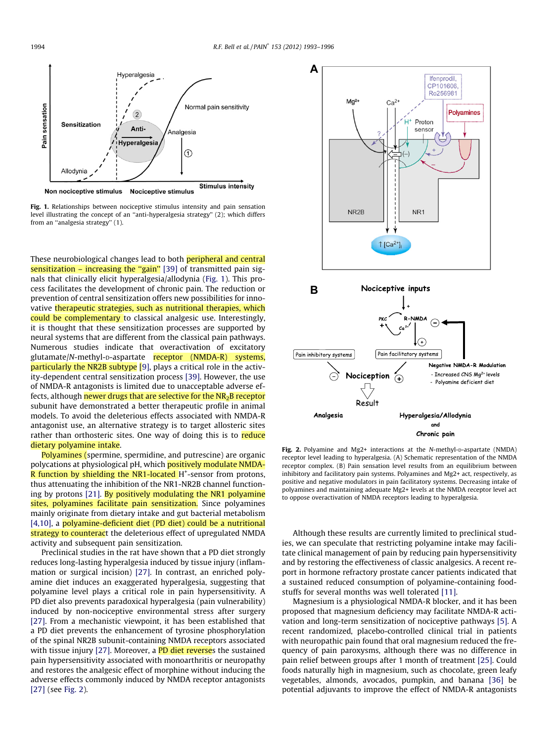Fig. 1. Relationships between nociceptive stimulus intensity and pain sensation level illustrating the concept of an "anti-hyperalgesia strategy" (2); which differs from an "analgesia strategy" (1).

These neurobiological changes lead to both peripheral and central sensitization – increasing the "gain" [39] of transmitted pain signals that clinically elicit hyperalgesia/allodynia (Fig. 1). This process facilitates the development of chronic pain. The reduction or prevention of central sensitization offers new possibilities for innovative therapeutic strategies, such as nutritional therapies, which could be complementary to classical analgesic use. Interestingly, it is thought that these sensitization processes are supported by neural systems that are different from the classical pain pathways. Numerous studies indicate that overactivation of excitatory glutamate/N-methyl-D-aspartate receptor (NMDA-R) systems, particularly the NR2B subtype [9], plays a critical role in the activity-dependent central sensitization process [39]. However, the use of NMDA-R antagonists is limited due to unacceptable adverse effects, although newer drugs that are selective for the $NR_2B$ receptor subunit have demonstrated a better therapeutic profile in animal models. To avoid the deleterious effects associated with NMDA-R antagonist use, an alternative strategy is to target allosteric sites rather than orthosteric sites. One way of doing this is to reduce dietary polyamine intake.

Polyamines (spermine, spermidine, and putrescine) are organic polycations at physiological pH, which positively modulate NMDA-R function by shielding the NR1-located $H^+$-sensor from protons, thus attenuating the inhibition of the NR1-NR2B channel functioning by protons [21]. By positively modulating the NR1 polyamine sites, polyamines facilitate pain sensitization. Since polyamines mainly originate from dietary intake and gut bacterial metabolism [4,10], a polyamine-deficient diet (PD diet) could be a nutritional strategy to counteract the deleterious effect of upregulated NMDA activity and subsequent pain sensitization.

Preclinical studies in the rat have shown that a PD diet strongly reduces long-lasting hyperalgesia induced by tissue injury (inflammation or surgical incision) [27]. In contrast, an enriched polyamine diet induces an exaggerated hyperalgesia, suggesting that polyamine level plays a critical role in pain hypersensitivity. A PD diet also prevents paradoxical hyperalgesia (pain vulnerability) induced by non-nociceptive environmental stress after surgery [27]. From a mechanistic viewpoint, it has been established that a PD diet prevents the enhancement of tyrosine phosphorylation of the spinal NR2B subunit-containing NMDA receptors associated with tissue injury [27]. Moreover, a PD diet reverses the sustained pain hypersensitivity associated with monoarthritis or neuropathy and restores the analgesic effect of morphine without inducing the adverse effects commonly induced by NMDA receptor antagonists [27] (see Fig. 2).

Fig. 2. Polyamine and Mg2+ interactions at the N-methyl-D-aspartate (NMDA) receptor level leading to hyperalgesia. (A) Schematic representation of the NMDA receptor complex. (B) Pain sensation level results from an equilibrium between inhibitory and facilitatory pain systems. Polyamines and Mg2+ act, respectively, as positive and negative modulators in pain facilitatory systems. Decreasing intake of polyamines and maintaining adequate Mg2+ levels at the NMDA receptor level act to oppose overactivation of NMDA receptors leading to hyperalgesia.

Although these results are currently limited to preclinical studies, we can speculate that restricting polyamine intake may facilitate clinical management of pain by reducing pain hypersensitivity and by restoring the effectiveness of classic analgesics. A recent report in hormone refractory prostate cancer patients indicated that a sustained reduced consumption of polyamine-containing foodstuffs for several months was well tolerated [11].

Magnesium is a physiological NMDA-R blocker, and it has been proposed that magnesium deficiency may facilitate NMDA-R activation and long-term sensitization of nociceptive pathways [5]. A recent randomized, placebo-controlled clinical trial in patients with neuropathic pain found that oral magnesium reduced the frequency of pain paroxysms, although there was no difference in pain relief between groups after 1 month of treatment [25]. Could foods naturally high in magnesium, such as chocolate, green leafy vegetables, almonds, avocados, pumpkin, and banana [36] be potential adjuvants to improve the effect of NMDA-R antagonists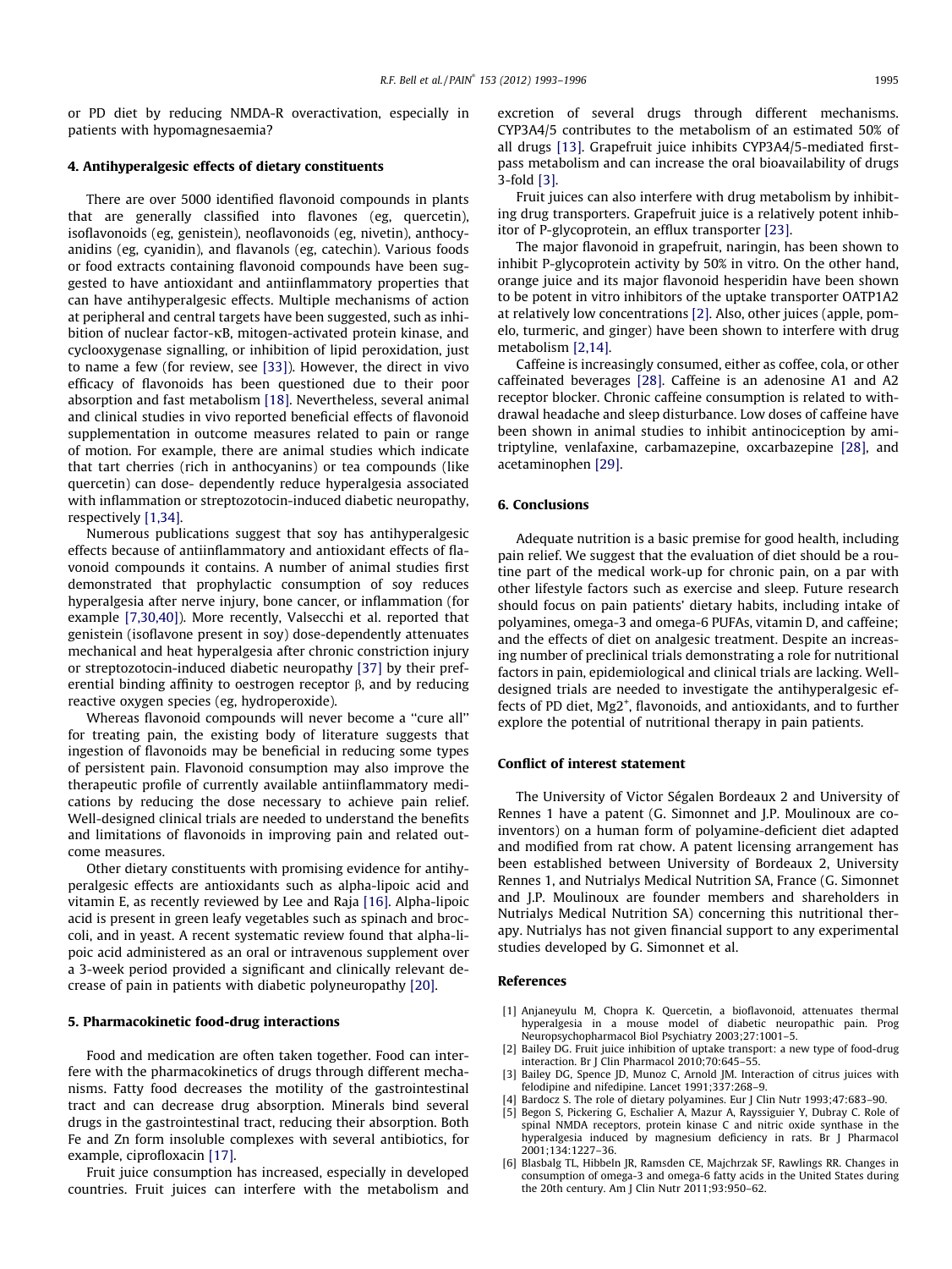or PD diet by reducing NMDA-R overactivation, especially in patients with hypomagnesaemia?

## 4. Antihyperalgesic effects of dietary constituents

There are over 5000 identified flavonoid compounds in plants that are generally classified into flavones (eg, quercetin), isoflavonoids (eg, genistein), neoflavonoids (eg, nivetin), anthocyanidins (eg, cyanidin), and flavanols (eg, catechin). Various foods or food extracts containing flavonoid compounds have been suggested to have antioxidant and antiinflammatory properties that can have antihyperalgesic effects. Multiple mechanisms of action at peripheral and central targets have been suggested, such as inhibition of nuclear factor-κB, mitogen-activated protein kinase, and cyclooxygenase signalling, or inhibition of lipid peroxidation, just to name a few (for review, see [33]). However, the direct in vivo efficacy of flavonoids has been questioned due to their poor absorption and fast metabolism [18]. Nevertheless, several animal and clinical studies in vivo reported beneficial effects of flavonoid supplementation in outcome measures related to pain or range of motion. For example, there are animal studies which indicate that tart cherries (rich in anthocyanins) or tea compounds (like quercetin) can dose- dependently reduce hyperalgesia associated with inflammation or streptozotocin-induced diabetic neuropathy, respectively [1,34].

Numerous publications suggest that soy has antihyperalgesic effects because of antiinflammatory and antioxidant effects of flavonoid compounds it contains. A number of animal studies first demonstrated that prophylactic consumption of soy reduces hyperalgesia after nerve injury, bone cancer, or inflammation (for example [7,30,40]). More recently, Valsecchi et al. reported that genistein (isoflavone present in soy) dose-dependently attenuates mechanical and heat hyperalgesia after chronic constriction injury or streptozotocin-induced diabetic neuropathy [37] by their preferential binding affinity to oestrogen receptor β, and by reducing reactive oxygen species (eg, hydroperoxide).

Whereas flavonoid compounds will never become a "cure all" for treating pain, the existing body of literature suggests that ingestion of flavonoids may be beneficial in reducing some types of persistent pain. Flavonoid consumption may also improve the therapeutic profile of currently available antiinflammatory medications by reducing the dose necessary to achieve pain relief. Well-designed clinical trials are needed to understand the benefits and limitations of flavonoids in improving pain and related outcome measures.

Other dietary constituents with promising evidence for antihyperalgesic effects are antioxidants such as alpha-lipoic acid and vitamin E, as recently reviewed by Lee and Raja [16]. Alpha-lipoic acid is present in green leafy vegetables such as spinach and broccoli, and in yeast. A recent systematic review found that alpha-lipoic acid administered as an oral or intravenous supplement over a 3-week period provided a significant and clinically relevant decrease of pain in patients with diabetic polyneuropathy [20].

## 5. Pharmacokinetic food-drug interactions

Food and medication are often taken together. Food can interfere with the pharmacokinetics of drugs through different mechanisms. Fatty food decreases the motility of the gastrointestinal tract and can decrease drug absorption. Minerals bind several drugs in the gastrointestinal tract, reducing their absorption. Both Fe and Zn form insoluble complexes with several antibiotics, for example, ciprofloxacin [17].

Fruit juice consumption has increased, especially in developed countries. Fruit juices can interfere with the metabolism and excretion of several drugs through different mechanisms. CYP3A4/5 contributes to the metabolism of an estimated 50% of all drugs [13]. Grapefruit juice inhibits CYP3A4/5-mediated first-pass metabolism and can increase the oral bioavailability of drugs 3-fold [3].

Fruit juices can also interfere with drug metabolism by inhibiting drug transporters. Grapefruit juice is a relatively potent inhibitor of P-glycoprotein, an efflux transporter [23].

The major flavonoid in grapefruit, naringin, has been shown to inhibit P-glycoprotein activity by 50% in vitro. On the other hand, orange juice and its major flavonoid hesperidin have been shown to be potent in vitro inhibitors of the uptake transporter OATP1A2 at relatively low concentrations [2]. Also, other juices (apple, pomelo, turmeric, and ginger) have been shown to interfere with drug metabolism [2,14].

Caffeine is increasingly consumed, either as coffee, cola, or other caffeinated beverages [28]. Caffeine is an adenosine A1 and A2 receptor blocker. Chronic caffeine consumption is related to withdrawal headache and sleep disturbance. Low doses of caffeine have been shown in animal studies to inhibit antinociception by amitriptyline, venlafaxine, carbamazepine, oxcarbazepine [28], and acetaminophen [29].

## 6. Conclusions

Adequate nutrition is a basic premise for good health, including pain relief. We suggest that the evaluation of diet should be a routine part of the medical work-up for chronic pain, on a par with other lifestyle factors such as exercise and sleep. Future research should focus on pain patients' dietary habits, including intake of polyamines, omega-3 and omega-6 PUFAs, vitamin D, and caffeine; and the effects of diet on analgesic treatment. Despite an increasing number of preclinical trials demonstrating a role for nutritional factors in pain, epidemiological and clinical trials are lacking. Well-designed trials are needed to investigate the antihyperalgesic effects of PD diet, $Mg2^{+}$, flavonoids, and antioxidants, and to further explore the potential of nutritional therapy in pain patients.

## Conflict of interest statement

The University of Victor Ségalen Bordeaux 2 and University of Rennes 1 have a patent (G. Simonnet and J.P. Moulinoux are co-inventors) on a human form of polyamine-deficient diet adapted and modified from rat chow. A patent licensing arrangement has been established between University of Bordeaux 2, University Rennes 1, and Nutrialys Medical Nutrition SA, France (G. Simonnet and J.P. Moulinoux are founder members and shareholders in Nutrialys Medical Nutrition SA) concerning this nutritional therapy. Nutrialys has not given financial support to any experimental studies developed by G. Simonnet et al.

## References

[1] Anjaneyulu M, Chopra K. Quercetin, a bioflavonoid, attenuates thermal hyperalgesia in a mouse model of diabetic neuropathic pain. Prog Neuropsychopharmacol Biol Psychiatry 2003;27:1001–5.

[2] Bailey DG. Fruit juice inhibition of uptake transport: a new type of food-drug interaction. Br J Clin Pharmacol 2010;70:645–55.

[3] Bailey DG, Spence JD, Munoz C, Arnold JM. Interaction of citrus juices with felodipine and nifedipine. Lancet 1991;337:268–9.

[4] Bardocz S. The role of dietary polyamines. Eur J Clin Nutr 1993;47:683–90.

[5] Begon S, Pickering G, Eschalier A, Mazur A, Rayssiguier Y, Dubray C. Role of spinal NMDA receptors, protein kinase C and nitric oxide synthase in the hyperalgesia induced by magnesium deficiency in rats. Br J Pharmacol 2001;134:1227–36.

[6] Blasbalg TL, Hibbeln JR, Ramsden CE, Majchrzak SF, Rawlings RR. Changes in consumption of omega-3 and omega-6 fatty acids in the United States during the 20th century. Am J Clin Nutr 2011;93:950–62.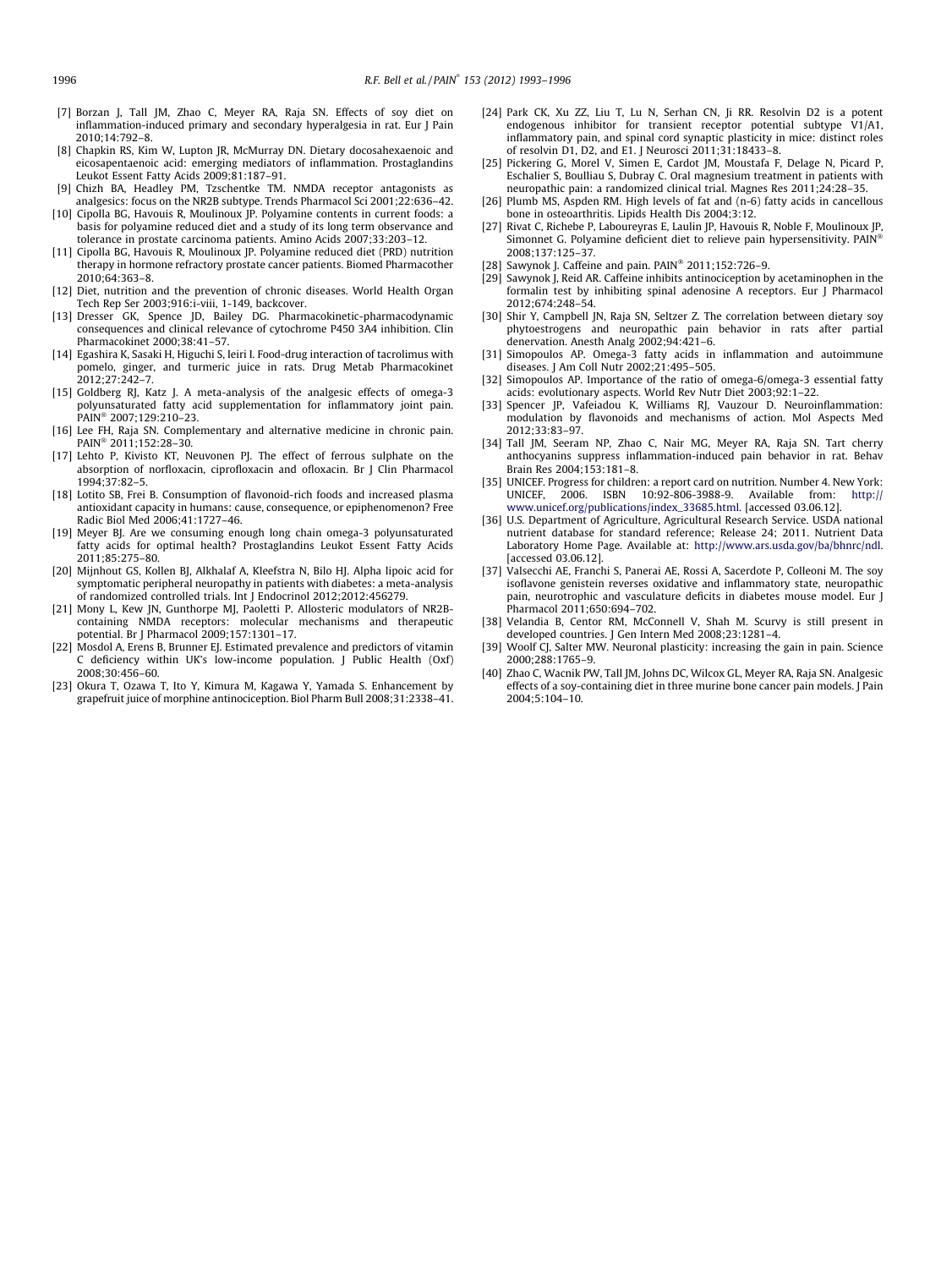[7] Borzan J, Tall JM, Zhao C, Meyer RA, Raja SN. Effects of soy diet on inflammation-induced primary and secondary hyperalgesia in rat. Eur J Pain 2010;14:792–8.

[8] Chapkin RS, Kim W, Lupton JR, McMurray DN. Dietary docosahexaenoic and eicosapentaenoic acid: emerging mediators of inflammation. Prostaglandins Leukot Essent Fatty Acids 2009;81:187–91.

[9] Chizh BA, Headley PM, Tzschentke TM. NMDA receptor antagonists as analgesics: focus on the NR2B subtype. Trends Pharmacol Sci 2001;22:636–42.

[10] Cipolla BG, Havouis R, Moulinoux JP. Polyamine contents in current foods: a basis for polyamine reduced diet and a study of its long term observance and tolerance in prostate carcinoma patients. Amino Acids 2007;33:203–12.

[11] Cipolla BG, Havouis R, Moulinoux JP. Polyamine reduced diet (PRD) nutrition therapy in hormone refractory prostate cancer patients. Biomed Pharmacother 2010;64:363–8.

[12] Diet, nutrition and the prevention of chronic diseases. World Health Organ Tech Rep Ser 2003;916:i-viii, 1-149, backcover.

[13] Dresser GK, Spence JD, Bailey DG. Pharmacokinetic-pharmacodynamic consequences and clinical relevance of cytochrome P450 3A4 inhibition. Clin Pharmacokinet 2000;38:41–57.

[14] Egashira K, Sasaki H, Higuchi S, Ieiri I. Food-drug interaction of tacrolimus with pomelo, ginger, and turmeric juice in rats. Drug Metab Pharmacokinet 2012;27:242–7.

[15] Goldberg RJ, Katz J. A meta-analysis of the analgesic effects of omega-3 polyunsaturated fatty acid supplementation for inflammatory joint pain. PAIN® 2007;129:210–23.

[16] Lee FH, Raja SN. Complementary and alternative medicine in chronic pain. PAIN® 2011;152:28–30.

[17] Lehto P, Kivisto KT, Neuvonen PJ. The effect of ferrous sulphate on the absorption of norfloxacin, ciprofloxacin and ofloxacin. Br J Clin Pharmacol 1994;37:82–5.

[18] Lotito SB, Frei B. Consumption of flavonoid-rich foods and increased plasma antioxidant capacity in humans: cause, consequence, or epiphenomenon? Free Radic Biol Med 2006;41:1727–46.

[19] Meyer BJ. Are we consuming enough long chain omega-3 polyunsaturated fatty acids for optimal health? Prostaglandins Leukot Essent Fatty Acids 2011;85:275–80.

[20] Mijnhout GS, Kollen BJ, Alkhalaf A, Kleefstra N, Bilo HJ. Alpha lipoic acid for symptomatic peripheral neuropathy in patients with diabetes: a meta-analysis of randomized controlled trials. Int J Endocrinol 2012;2012:456279.

[21] Mony L, Kew JN, Gunthorpe MJ, Paoletti P. Allosteric modulators of NR2B-containing NMDA receptors: molecular mechanisms and therapeutic potential. Br J Pharmacol 2009;157:1301–17.

[22] Mosdol A, Erens B, Brunner EJ. Estimated prevalence and predictors of vitamin C deficiency within UK's low-income population. J Public Health (Oxf) 2008;30:456–60.

[23] Okura T, Ozawa T, Ito Y, Kimura M, Kagawa Y, Yamada S. Enhancement by grapefruit juice of morphine antinociception. Biol Pharm Bull 2008;31:2338–41.

[24] Park CK, Xu ZZ, Liu T, Lu N, Serhan CN, Ji RR. Resolvin D2 is a potent endogenous inhibitor for transient receptor potential subtype V1/A1, inflammatory pain, and spinal cord synaptic plasticity in mice: distinct roles of resolvin D1, D2, and E1. J Neurosci 2011;31:18433–8.

[25] Pickering G, Morel V, Simen E, Cardot JM, Moustafa F, Delage N, Picard P, Eschalier S, Boulliau S, Dubray C. Oral magnesium treatment in patients with neuropathic pain: a randomized clinical trial. Magnes Res 2011;24:28–35.

[26] Plumb MS, Aspden RM. High levels of fat and (n-6) fatty acids in cancellous bone in osteoarthritis. Lipids Health Dis 2004;3:12.

[27] Rivat C, Richebe P, Laboureyras E, Laulin JP, Havouis R, Noble F, Moulinoux JP, Simonnet G. Polyamine deficient diet to relieve pain hypersensitivity. PAIN® 2008;137:125–37.

[28] Sawynok J. Caffeine and pain. PAIN® 2011;152:726–9.

[29] Sawynok J, Reid AR. Caffeine inhibits antinociception by acetaminophen in the formalin test by inhibiting spinal adenosine A receptors. Eur J Pharmacol 2012;674:248–54.

[30] Shir Y, Campbell JN, Raja SN, Seltzer Z. The correlation between dietary soy phytoestrogens and neuropathic pain behavior in rats after partial denervation. Anesth Analg 2002;94:421–6.

[31] Simopoulos AP. Omega-3 fatty acids in inflammation and autoimmune diseases. J Am Coll Nutr 2002;21:495–505.

[32] Simopoulos AP. Importance of the ratio of omega-6/omega-3 essential fatty acids: evolutionary aspects. World Rev Nutr Diet 2003;92:1–22.

[33] Spencer JP, Vafeiadou K, Williams RJ, Vauzour D. Neuroinflammation: modulation by flavonoids and mechanisms of action. Mol Aspects Med 2012;33:83–97.

[34] Tall JM, Seeram NP, Zhao C, Nair MG, Meyer RA, Raja SN. Tart cherry anthocyanins suppress inflammation-induced pain behavior in rat. Behav Brain Res 2004;153:181–8.

[35] UNICEF. Progress for children: a report card on nutrition. Number 4. New York: UNICEF, 2006. ISBN 10:92-806-3988-9. Available from: http://www.unicef.org/publications/index_33685.html. [accessed 03.06.12].

[36] U.S. Department of Agriculture, Agricultural Research Service. USDA national nutrient database for standard reference; Release 24; 2011. Nutrient Data Laboratory Home Page. Available at: http://www.ars.usda.gov/ba/bhnrc/ndl. [accessed 03.06.12].

[37] Valsecchi AE, Franchi S, Panerai AE, Rossi A, Sacerdote P, Colleoni M. The soy isoflavone genistein reverses oxidative and inflammatory state, neuropathic pain, neurotrophic and vasculature deficits in diabetes mouse model. Eur J Pharmacol 2011;650:694–702.

[38] Velandia B, Centor RM, McConnell V, Shah M. Scurvy is still present in developed countries. J Gen Intern Med 2008;23:1281–4.

[39] Woolf CJ, Salter MW. Neuronal plasticity: increasing the gain in pain. Science 2000;288:1765–9.

[40] Zhao C, Wacnik PW, Tall JM, Johns DC, Wilcox GL, Meyer RA, Raja SN. Analgesic effects of a soy-containing diet in three murine bone cancer pain models. J Pain 2004;5:104–10.